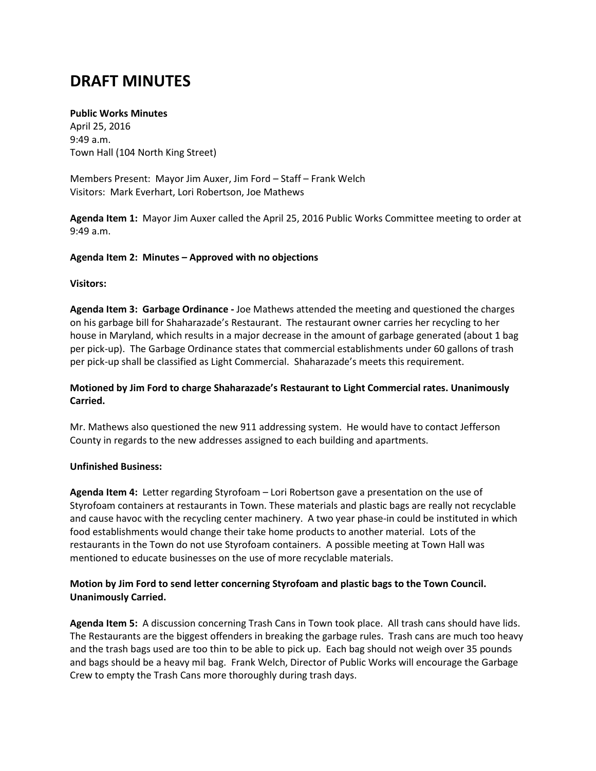# DRAFT MINUTES

**Public Works Minutes**
April 25, 2016
9:49 a.m.
Town Hall (104 North King Street)

Members Present: Mayor Jim Auxer, Jim Ford – Staff – Frank Welch
Visitors: Mark Everhart, Lori Robertson, Joe Mathews

**Agenda Item 1:** Mayor Jim Auxer called the April 25, 2016 Public Works Committee meeting to order at 9:49 a.m.

**Agenda Item 2: Minutes – Approved with no objections**

**Visitors:**

**Agenda Item 3: Garbage Ordinance -** Joe Mathews attended the meeting and questioned the charges on his garbage bill for Shaharazade's Restaurant. The restaurant owner carries her recycling to her house in Maryland, which results in a major decrease in the amount of garbage generated (about 1 bag per pick-up). The Garbage Ordinance states that commercial establishments under 60 gallons of trash per pick-up shall be classified as Light Commercial. Shaharazade's meets this requirement.

**Motioned by Jim Ford to charge Shaharazade's Restaurant to Light Commercial rates. Unanimously Carried.**

Mr. Mathews also questioned the new 911 addressing system. He would have to contact Jefferson County in regards to the new addresses assigned to each building and apartments.

**Unfinished Business:**

**Agenda Item 4:** Letter regarding Styrofoam – Lori Robertson gave a presentation on the use of Styrofoam containers at restaurants in Town. These materials and plastic bags are really not recyclable and cause havoc with the recycling center machinery. A two year phase-in could be instituted in which food establishments would change their take home products to another material. Lots of the restaurants in the Town do not use Styrofoam containers. A possible meeting at Town Hall was mentioned to educate businesses on the use of more recyclable materials.

**Motion by Jim Ford to send letter concerning Styrofoam and plastic bags to the Town Council. Unanimously Carried.**

**Agenda Item 5:** A discussion concerning Trash Cans in Town took place. All trash cans should have lids. The Restaurants are the biggest offenders in breaking the garbage rules. Trash cans are much too heavy and the trash bags used are too thin to be able to pick up. Each bag should not weigh over 35 pounds and bags should be a heavy mil bag. Frank Welch, Director of Public Works will encourage the Garbage Crew to empty the Trash Cans more thoroughly during trash days.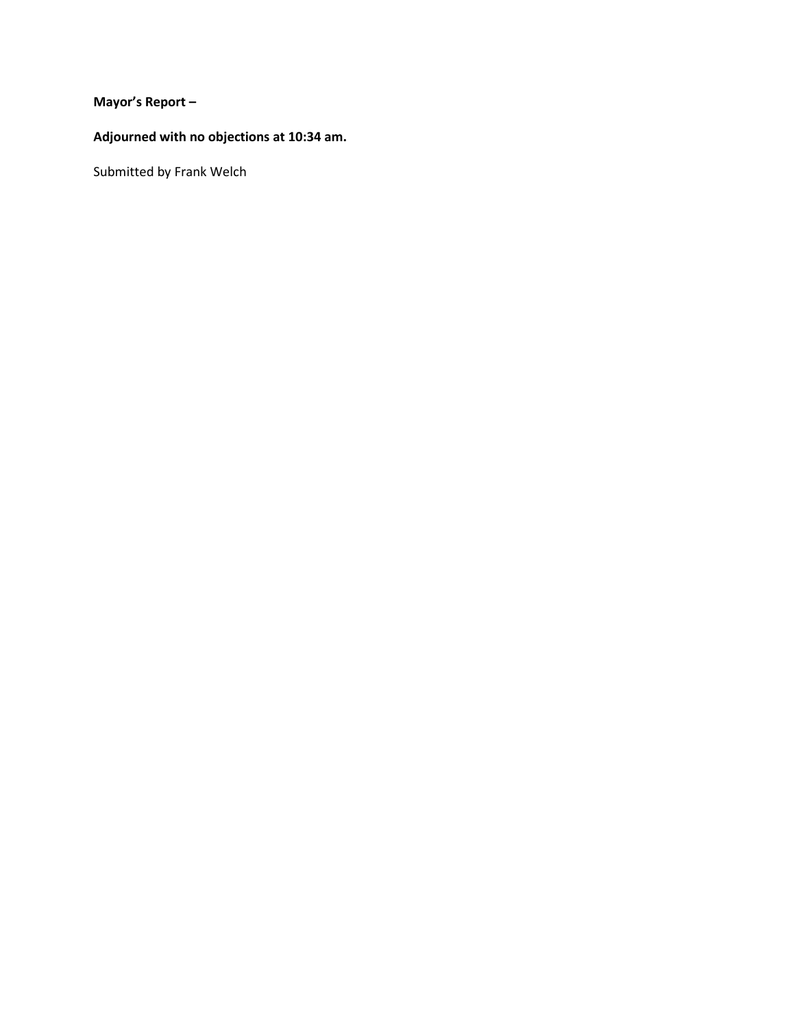**Mayor's Report –**

**Adjourned with no objections at 10:34 am.**

Submitted by Frank Welch